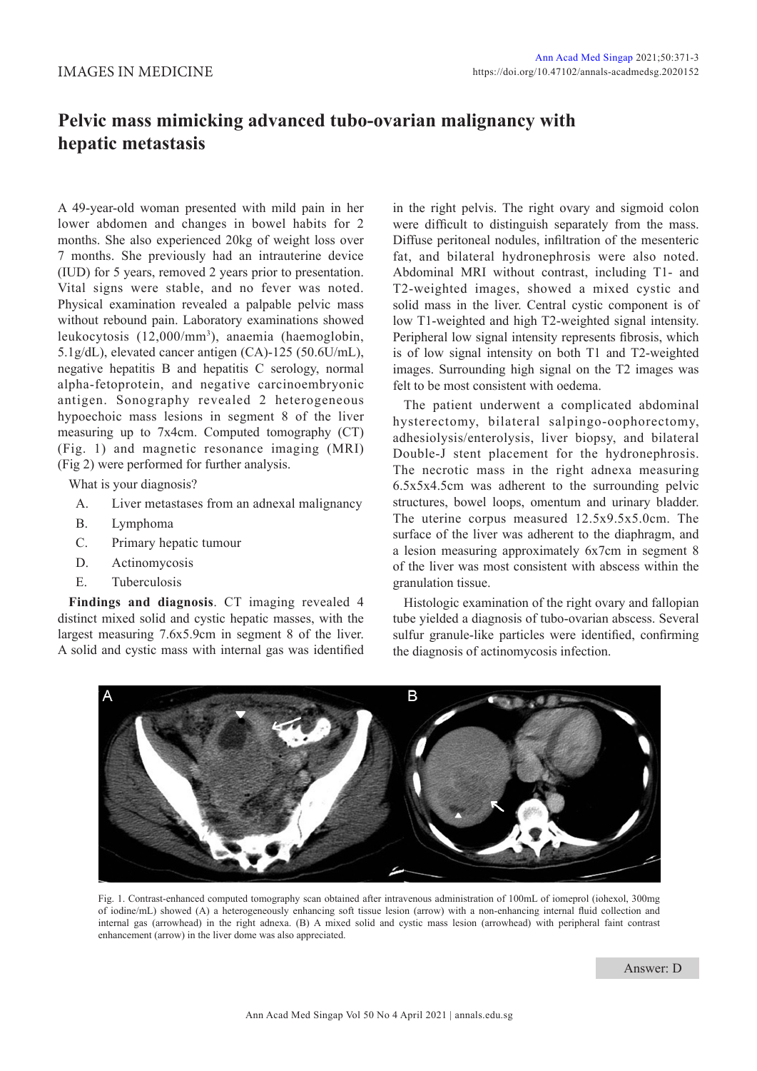IMAGES IN MEDICINE

# Pelvic mass mimicking advanced tubo-ovarian malignancy with hepatic metastasis

A 49-year-old woman presented with mild pain in her lower abdomen and changes in bowel habits for 2 months. She also experienced 20kg of weight loss over 7 months. She previously had an intrauterine device (IUD) for 5 years, removed 2 years prior to presentation. Vital signs were stable, and no fever was noted. Physical examination revealed a palpable pelvic mass without rebound pain. Laboratory examinations showed leukocytosis (12,000/mm$^3$), anaemia (haemoglobin, 5.1g/dL), elevated cancer antigen (CA)-125 (50.6U/mL), negative hepatitis B and hepatitis C serology, normal alpha-fetoprotein, and negative carcinoembryonic antigen. Sonography revealed 2 heterogeneous hypoechoic mass lesions in segment 8 of the liver measuring up to 7x4cm. Computed tomography (CT) (Fig. 1) and magnetic resonance imaging (MRI) (Fig 2) were performed for further analysis.

What is your diagnosis?

A. Liver metastases from an adnexal malignancy
B. Lymphoma
C. Primary hepatic tumour
D. Actinomycosis
E. Tuberculosis

**Findings and diagnosis**. CT imaging revealed 4 distinct mixed solid and cystic hepatic masses, with the largest measuring 7.6x5.9cm in segment 8 of the liver. A solid and cystic mass with internal gas was identified in the right pelvis. The right ovary and sigmoid colon were difficult to distinguish separately from the mass. Diffuse peritoneal nodules, infiltration of the mesenteric fat, and bilateral hydronephrosis were also noted. Abdominal MRI without contrast, including T1- and T2-weighted images, showed a mixed cystic and solid mass in the liver. Central cystic component is of low T1-weighted and high T2-weighted signal intensity. Peripheral low signal intensity represents fibrosis, which is of low signal intensity on both T1 and T2-weighted images. Surrounding high signal on the T2 images was felt to be most consistent with oedema.

The patient underwent a complicated abdominal hysterectomy, bilateral salpingo-oophorectomy, adhesiolysis/enterolysis, liver biopsy, and bilateral Double-J stent placement for the hydronephrosis. The necrotic mass in the right adnexa measuring 6.5x5x4.5cm was adherent to the surrounding pelvic structures, bowel loops, omentum and urinary bladder. The uterine corpus measured 12.5x9.5x5.0cm. The surface of the liver was adherent to the diaphragm, and a lesion measuring approximately 6x7cm in segment 8 of the liver was most consistent with abscess within the granulation tissue.

Histologic examination of the right ovary and fallopian tube yielded a diagnosis of tubo-ovarian abscess. Several sulfur granule-like particles were identified, confirming the diagnosis of actinomycosis infection.

Fig. 1. Contrast-enhanced computed tomography scan obtained after intravenous administration of 100mL of iomeprol (iohexol, 300mg of iodine/mL) showed (A) a heterogeneously enhancing soft tissue lesion (arrow) with a non-enhancing internal fluid collection and internal gas (arrowhead) in the right adnexa. (B) A mixed solid and cystic mass lesion (arrowhead) with peripheral faint contrast enhancement (arrow) in the liver dome was also appreciated.

Answer: D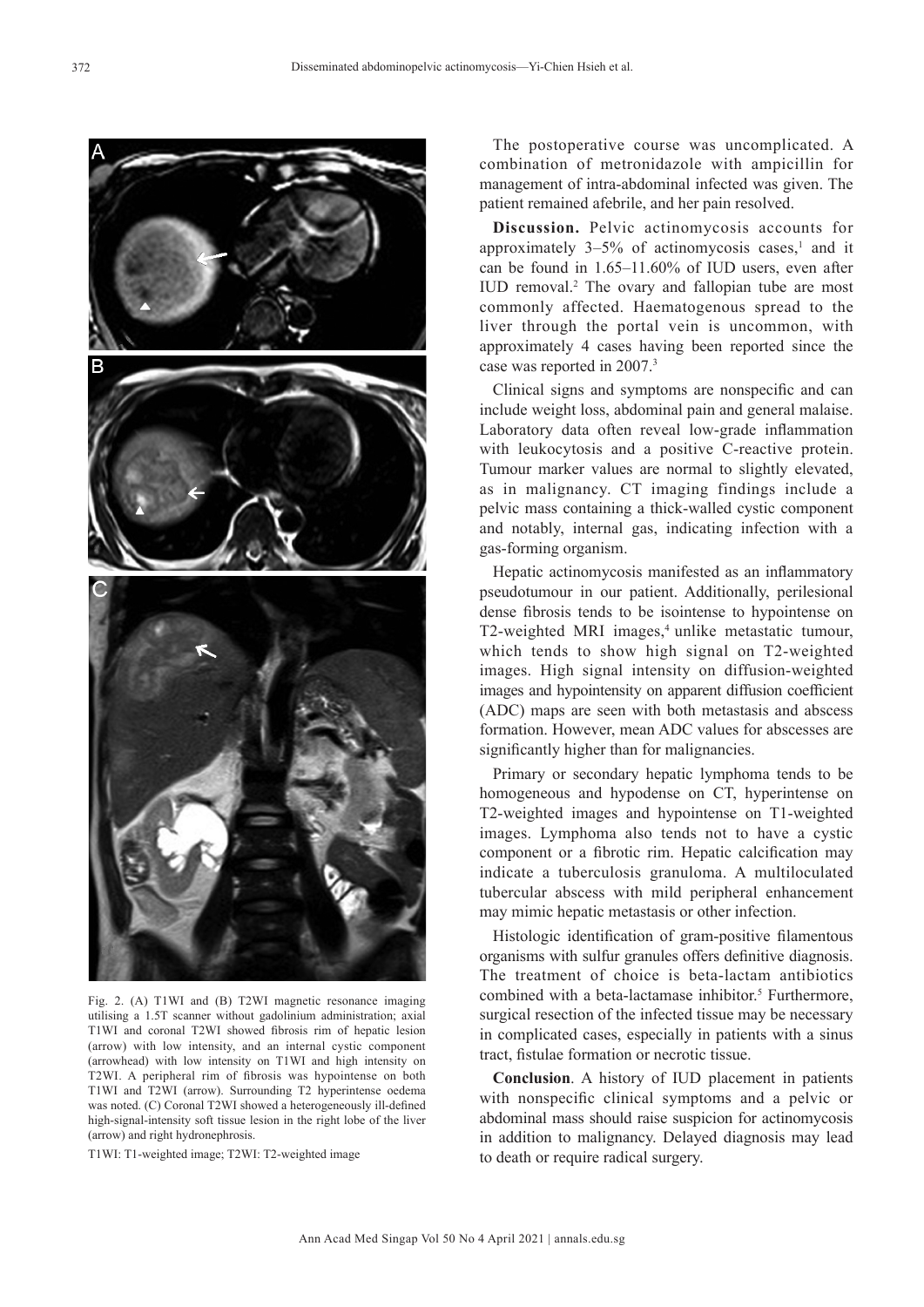Fig. 2. (A) T1WI and (B) T2WI magnetic resonance imaging utilising a 1.5T scanner without gadolinium administration; axial T1WI and coronal T2WI showed fibrosis rim of hepatic lesion (arrow) with low intensity, and an internal cystic component (arrowhead) with low intensity on T1WI and high intensity on T2WI. A peripheral rim of fibrosis was hypointense on both T1WI and T2WI (arrow). Surrounding T2 hyperintense oedema was noted. (C) Coronal T2WI showed a heterogeneously ill-defined high-signal-intensity soft tissue lesion in the right lobe of the liver (arrow) and right hydronephrosis.

T1WI: T1-weighted image; T2WI: T2-weighted image

The postoperative course was uncomplicated. A combination of metronidazole with ampicillin for management of intra-abdominal infected was given. The patient remained afebrile, and her pain resolved.

**Discussion.** Pelvic actinomycosis accounts for approximately 3–5% of actinomycosis cases,[1] and it can be found in 1.65–11.60% of IUD users, even after IUD removal.[2] The ovary and fallopian tube are most commonly affected. Haematogenous spread to the liver through the portal vein is uncommon, with approximately 4 cases having been reported since the case was reported in 2007.[3]

Clinical signs and symptoms are nonspecific and can include weight loss, abdominal pain and general malaise. Laboratory data often reveal low-grade inflammation with leukocytosis and a positive C-reactive protein. Tumour marker values are normal to slightly elevated, as in malignancy. CT imaging findings include a pelvic mass containing a thick-walled cystic component and notably, internal gas, indicating infection with a gas-forming organism.

Hepatic actinomycosis manifested as an inflammatory pseudotumour in our patient. Additionally, perilesional dense fibrosis tends to be isointense to hypointense on T2-weighted MRI images,[4] unlike metastatic tumour, which tends to show high signal on T2-weighted images. High signal intensity on diffusion-weighted images and hypointensity on apparent diffusion coefficient (ADC) maps are seen with both metastasis and abscess formation. However, mean ADC values for abscesses are significantly higher than for malignancies.

Primary or secondary hepatic lymphoma tends to be homogeneous and hypodense on CT, hyperintense on T2-weighted images and hypointense on T1-weighted images. Lymphoma also tends not to have a cystic component or a fibrotic rim. Hepatic calcification may indicate a tuberculosis granuloma. A multiloculated tubercular abscess with mild peripheral enhancement may mimic hepatic metastasis or other infection.

Histologic identification of gram-positive filamentous organisms with sulfur granules offers definitive diagnosis. The treatment of choice is beta-lactam antibiotics combined with a beta-lactamase inhibitor.[5] Furthermore, surgical resection of the infected tissue may be necessary in complicated cases, especially in patients with a sinus tract, fistulae formation or necrotic tissue.

**Conclusion**. A history of IUD placement in patients with nonspecific clinical symptoms and a pelvic or abdominal mass should raise suspicion for actinomycosis in addition to malignancy. Delayed diagnosis may lead to death or require radical surgery.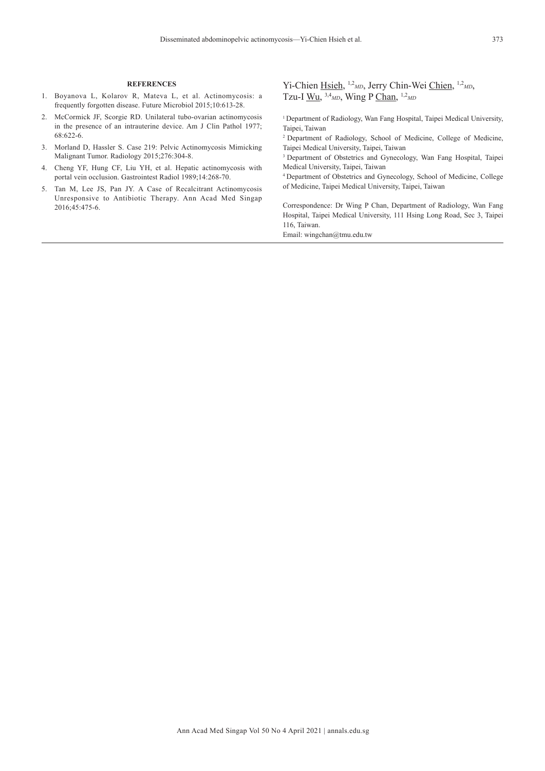**REFERENCES**

1. Boyanova L, Kolarov R, Mateva L, et al. Actinomycosis: a frequently forgotten disease. Future Microbiol 2015;10:613-28.
2. McCormick JF, Scorgie RD. Unilateral tubo-ovarian actinomycosis in the presence of an intrauterine device. Am J Clin Pathol 1977; 68:622-6.
3. Morland D, Hassler S. Case 219: Pelvic Actinomycosis Mimicking Malignant Tumor. Radiology 2015;276:304-8.
4. Cheng YF, Hung CF, Liu YH, et al. Hepatic actinomycosis with portal vein occlusion. Gastrointest Radiol 1989;14:268-70.
5. Tan M, Lee JS, Pan JY. A Case of Recalcitrant Actinomycosis Unresponsive to Antibiotic Therapy. Ann Acad Med Singap 2016;45:475-6.

Yi-Chien Hsieh, [1,2] *MD*, Jerry Chin-Wei Chien, [1,2] *MD*, Tzu-I Wu, [3,4] *MD*, Wing P Chan, [1,2] *MD*

[1] Department of Radiology, Wan Fang Hospital, Taipei Medical University, Taipei, Taiwan

[2] Department of Radiology, School of Medicine, College of Medicine, Taipei Medical University, Taipei, Taiwan

[3] Department of Obstetrics and Gynecology, Wan Fang Hospital, Taipei Medical University, Taipei, Taiwan

[4] Department of Obstetrics and Gynecology, School of Medicine, College of Medicine, Taipei Medical University, Taipei, Taiwan

Correspondence: Dr Wing P Chan, Department of Radiology, Wan Fang Hospital, Taipei Medical University, 111 Hsing Long Road, Sec 3, Taipei 116, Taiwan.
Email: wingchan@tmu.edu.tw